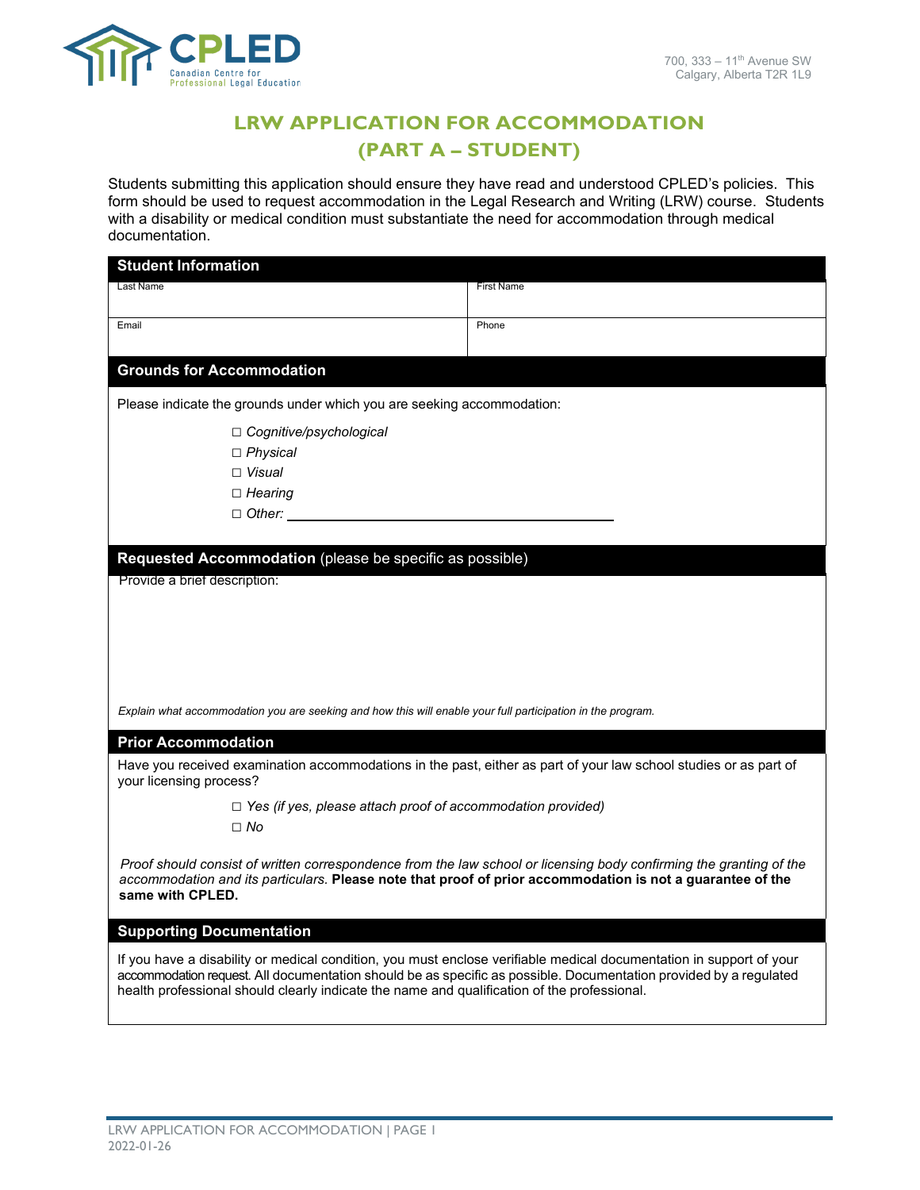CPLED

Canadian Centre for Professional Legal Education

700, 333 – 11th Avenue SW
Calgary, Alberta T2R 1L9

# LRW APPLICATION FOR ACCOMMODATION (PART A – STUDENT)

Students submitting this application should ensure they have read and understood CPLED's policies. This form should be used to request accommodation in the Legal Research and Writing (LRW) course. Students with a disability or medical condition must substantiate the need for accommodation through medical documentation.

## Student Information

| Last Name | First Name |
|---|---|
| Email | Phone |

## Grounds for Accommodation

Please indicate the grounds under which you are seeking accommodation:

☐ *Cognitive/psychological*
☐ *Physical*
☐ *Visual*
☐ *Hearing*
☐ *Other:* ______________________________

## Requested Accommodation (please be specific as possible)

Provide a brief description:

*Explain what accommodation you are seeking and how this will enable your full participation in the program.*

## Prior Accommodation

Have you received examination accommodations in the past, either as part of your law school studies or as part of your licensing process?

☐ *Yes (if yes, please attach proof of accommodation provided)*
☐ *No*

*Proof should consist of written correspondence from the law school or licensing body confirming the granting of the accommodation and its particulars.* **Please note that proof of prior accommodation is not a guarantee of the same with CPLED.**

## Supporting Documentation

If you have a disability or medical condition, you must enclose verifiable medical documentation in support of your accommodation request. All documentation should be as specific as possible. Documentation provided by a regulated health professional should clearly indicate the name and qualification of the professional.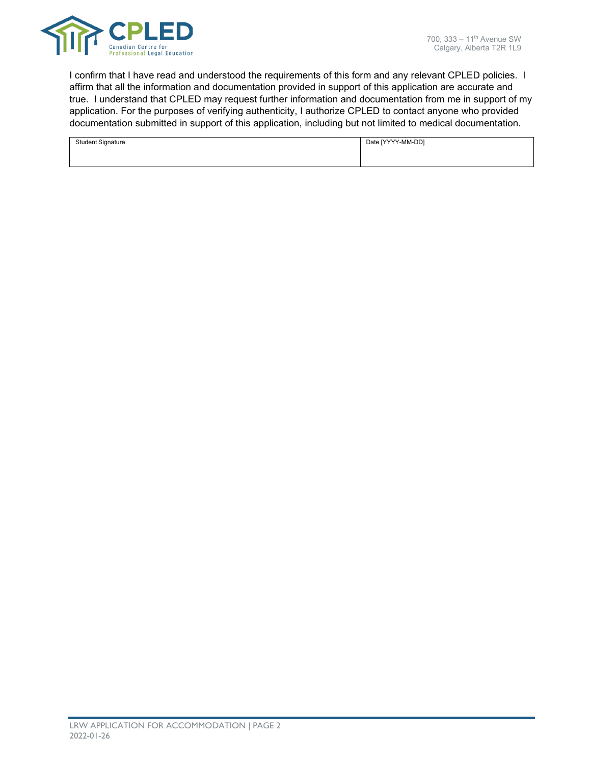I confirm that I have read and understood the requirements of this form and any relevant CPLED policies. I affirm that all the information and documentation provided in support of this application are accurate and true. I understand that CPLED may request further information and documentation from me in support of my application. For the purposes of verifying authenticity, I authorize CPLED to contact anyone who provided documentation submitted in support of this application, including but not limited to medical documentation.

| Student Signature | Date [YYYY-MM-DD] |
| --- | --- |
| | |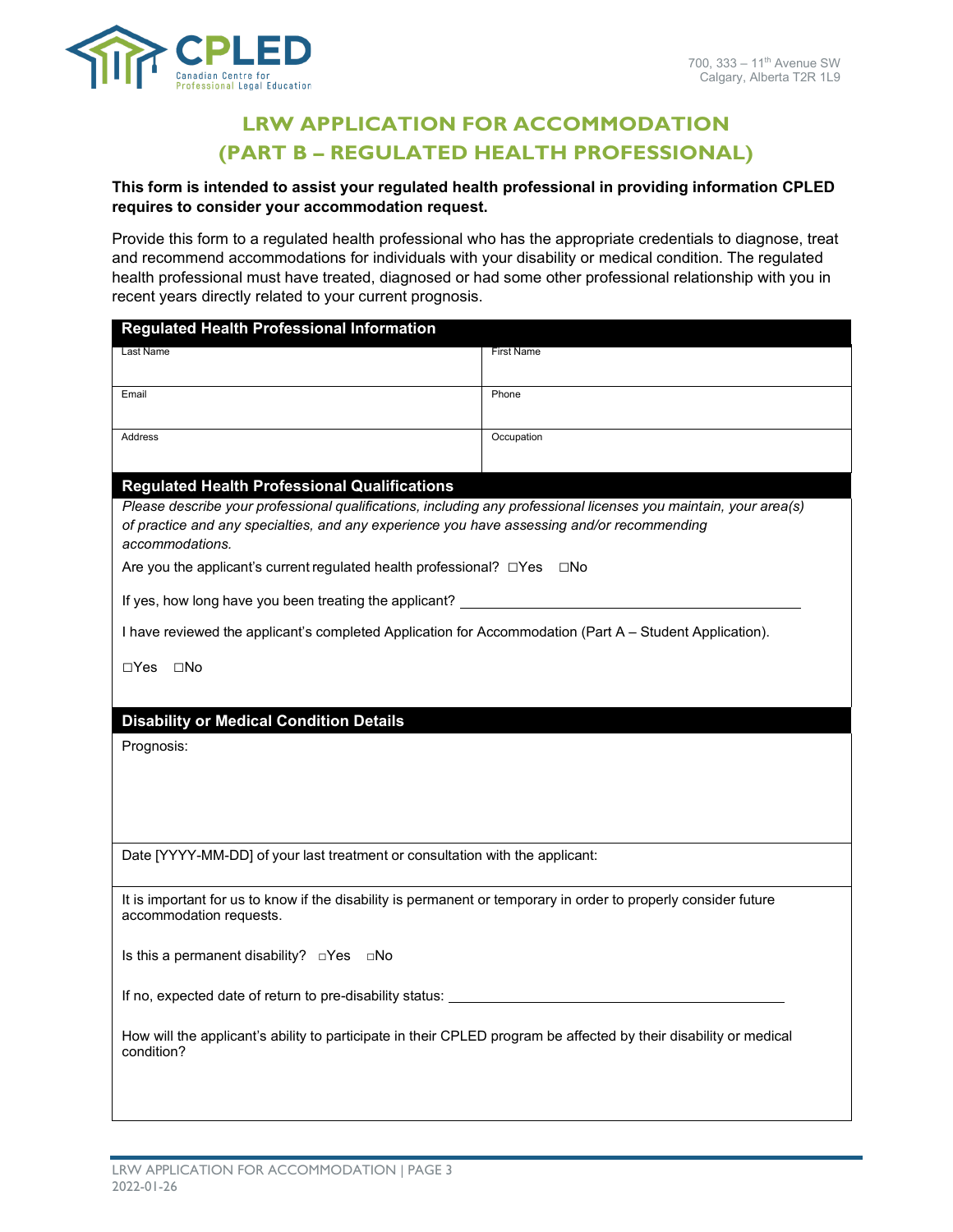CPLED
Canadian Centre for Professional Legal Education

700, 333 – 11th Avenue SW
Calgary, Alberta T2R 1L9

# LRW APPLICATION FOR ACCOMMODATION (PART B – REGULATED HEALTH PROFESSIONAL)

**This form is intended to assist your regulated health professional in providing information CPLED requires to consider your accommodation request.**

Provide this form to a regulated health professional who has the appropriate credentials to diagnose, treat and recommend accommodations for individuals with your disability or medical condition. The regulated health professional must have treated, diagnosed or had some other professional relationship with you in recent years directly related to your current prognosis.

## Regulated Health Professional Information

| Last Name | First Name |
|---|---|
| Email | Phone |
| Address | Occupation |

## Regulated Health Professional Qualifications

*Please describe your professional qualifications, including any professional licenses you maintain, your area(s) of practice and any specialties, and any experience you have assessing and/or recommending accommodations.*

Are you the applicant's current regulated health professional? ☐Yes ☐No

If yes, how long have you been treating the applicant? ______________________

I have reviewed the applicant's completed Application for Accommodation (Part A – Student Application).

☐Yes ☐No

## Disability or Medical Condition Details

Prognosis:

Date [YYYY-MM-DD] of your last treatment or consultation with the applicant:

It is important for us to know if the disability is permanent or temporary in order to properly consider future accommodation requests.

Is this a permanent disability? ☐Yes ☐No

If no, expected date of return to pre-disability status: ______________________

How will the applicant's ability to participate in their CPLED program be affected by their disability or medical condition?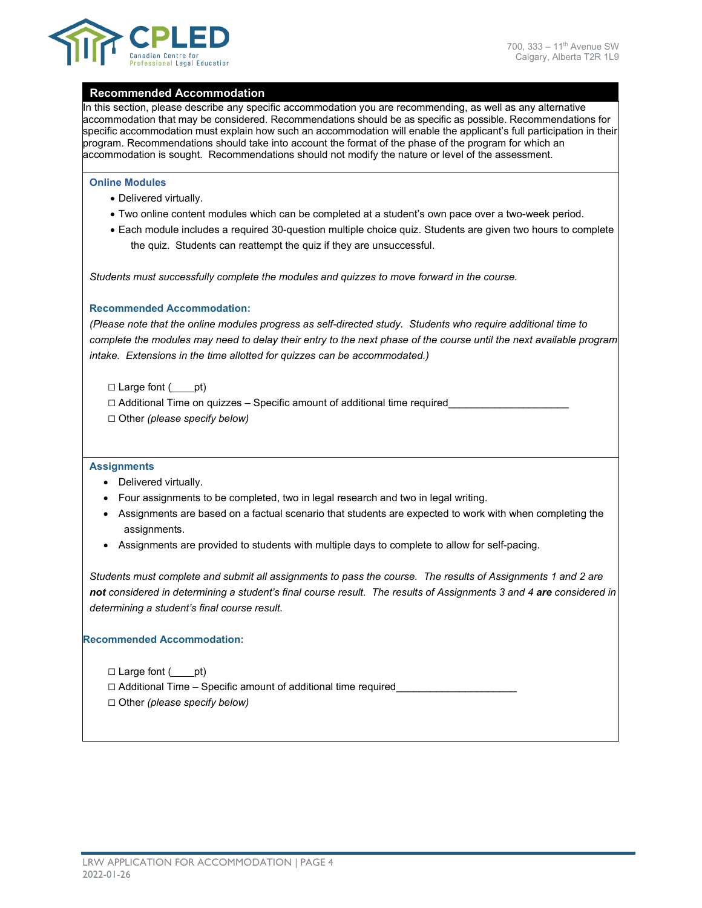## Recommended Accommodation

In this section, please describe any specific accommodation you are recommending, as well as any alternative accommodation that may be considered. Recommendations should be as specific as possible. Recommendations for specific accommodation must explain how such an accommodation will enable the applicant's full participation in their program. Recommendations should take into account the format of the phase of the program for which an accommodation is sought. Recommendations should not modify the nature or level of the assessment.

### Online Modules

- Delivered virtually.
- Two online content modules which can be completed at a student's own pace over a two-week period.
- Each module includes a required 30-question multiple choice quiz. Students are given two hours to complete the quiz. Students can reattempt the quiz if they are unsuccessful.

*Students must successfully complete the modules and quizzes to move forward in the course.*

### Recommended Accommodation:

*(Please note that the online modules progress as self-directed study. Students who require additional time to complete the modules may need to delay their entry to the next phase of the course until the next available program intake. Extensions in the time allotted for quizzes can be accommodated.)*

☐ Large font (____pt)
☐ Additional Time on quizzes – Specific amount of additional time required_____________________
☐ Other *(please specify below)*

### Assignments

- Delivered virtually.
- Four assignments to be completed, two in legal research and two in legal writing.
- Assignments are based on a factual scenario that students are expected to work with when completing the assignments.
- Assignments are provided to students with multiple days to complete to allow for self-pacing.

*Students must complete and submit all assignments to pass the course. The results of Assignments 1 and 2 are* ***not*** *considered in determining a student's final course result. The results of Assignments 3 and 4* ***are*** *considered in determining a student's final course result.*

### Recommended Accommodation:

☐ Large font (____pt)
☐ Additional Time – Specific amount of additional time required_____________________
☐ Other *(please specify below)*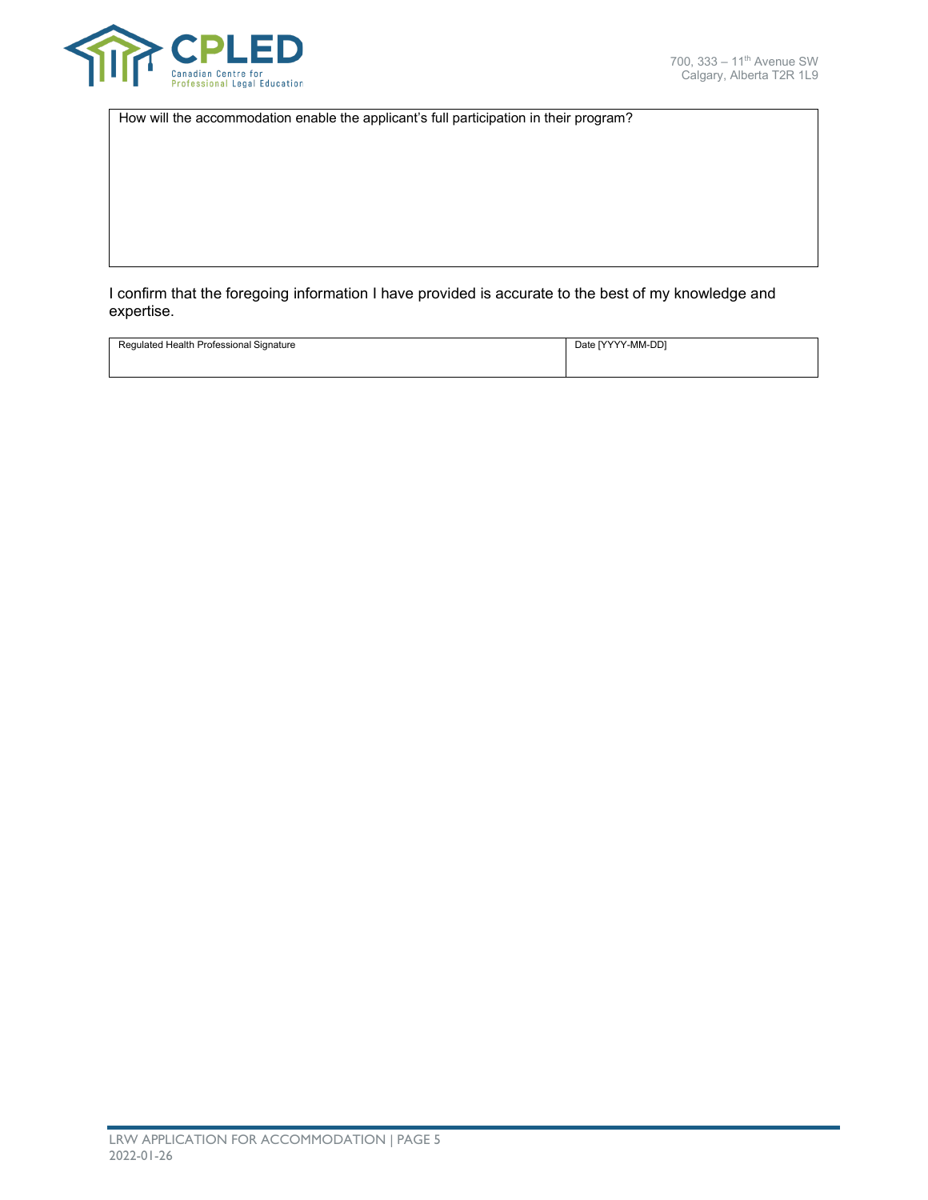| How will the accommodation enable the applicant's full participation in their program? |
| --- |
| |

I confirm that the foregoing information I have provided is accurate to the best of my knowledge and expertise.

| Regulated Health Professional Signature | Date [YYYY-MM-DD] |
| --- | --- |
| | |